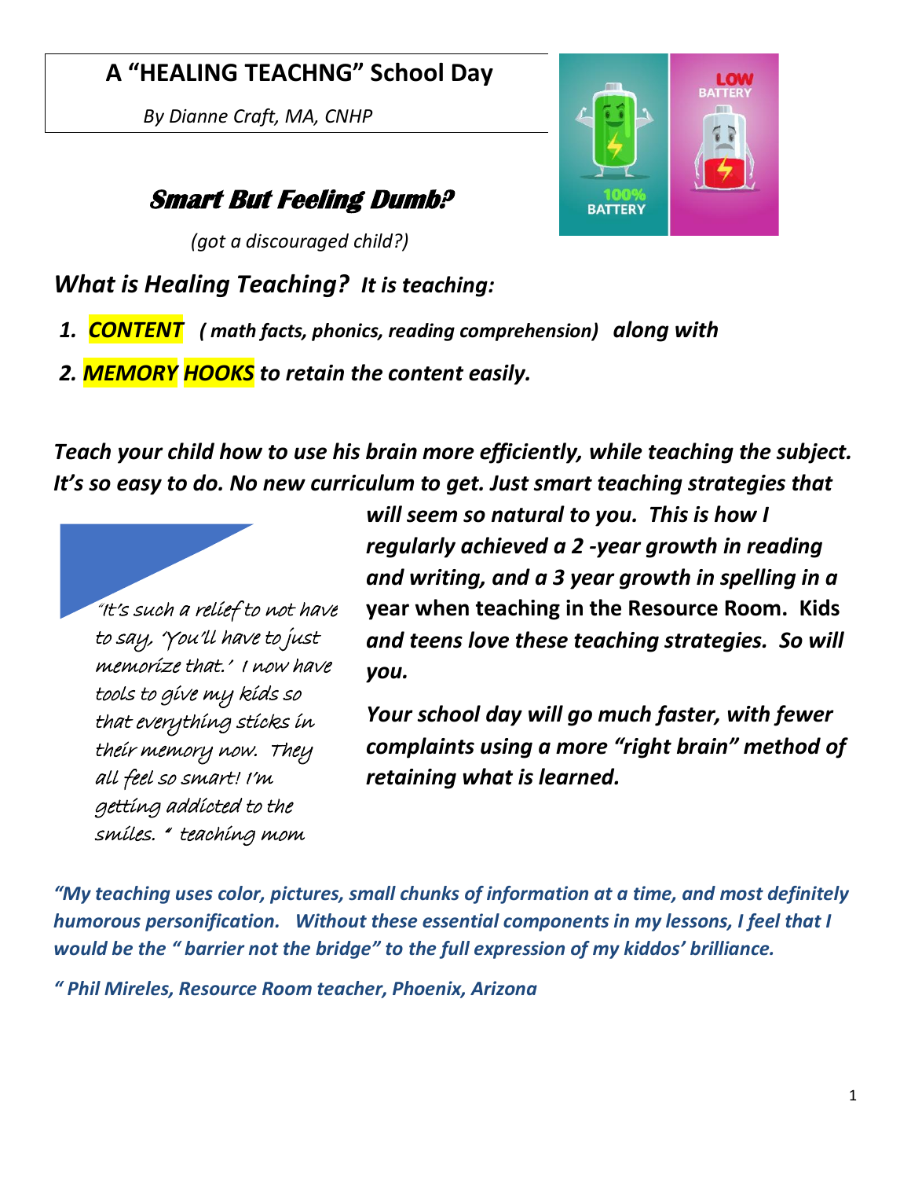# A "HEALING TEACHNG" School Day

*By Dianne Craft, MA, CNHP*

## ***Smart But Feeling Dumb?***

*(got a discouraged child?)*

***What is Healing Teaching?** **It is teaching:***

1. ***CONTENT*** ***( math facts, phonics, reading comprehension)*** ***along with***
2. ***MEMORY HOOKS to retain the content easily.***

***Teach your child how to use his brain more efficiently, while teaching the subject. It's so easy to do. No new curriculum to get. Just smart teaching strategies that will seem so natural to you. This is how I regularly achieved a 2 -year growth in reading and writing, and a 3 year growth in spelling in a year when teaching in the Resource Room. Kids and teens love these teaching strategies. So will you.***

***Your school day will go much faster, with fewer complaints using a more "right brain" method of retaining what is learned.***

"It's such a relief to not have to say, 'You'll have to just memorize that.' I now have tools to give my kids so that everything sticks in their memory now. They all feel so smart! I'm getting addicted to the smiles. " teaching mom

***"My teaching uses color, pictures, small chunks of information at a time, and most definitely humorous personification. Without these essential components in my lessons, I feel that I would be the " barrier not the bridge" to the full expression of my kiddos' brilliance.***

***" Phil Mireles, Resource Room teacher, Phoenix, Arizona***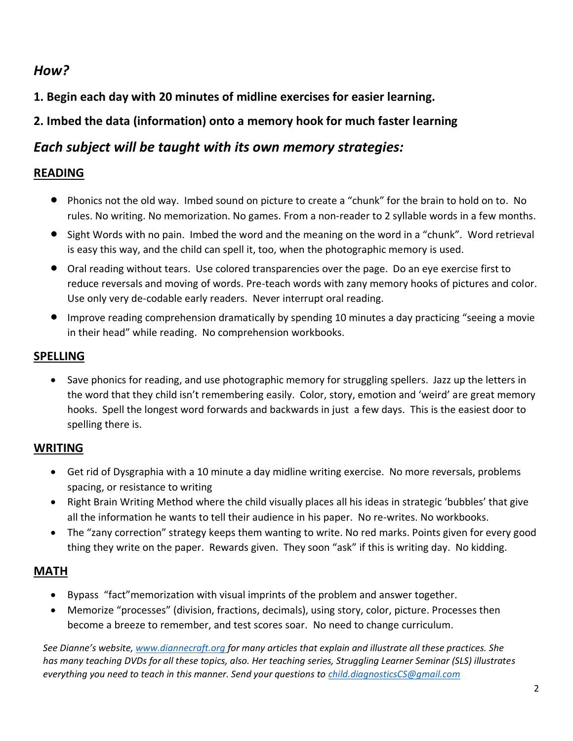## *How?*

**1. Begin each day with 20 minutes of midline exercises for easier learning.**

**2. Imbed the data (information) onto a memory hook for much faster learning**

## *Each subject will be taught with its own memory strategies:*

### READING

- Phonics not the old way. Imbed sound on picture to create a "chunk" for the brain to hold on to. No rules. No writing. No memorization. No games. From a non-reader to 2 syllable words in a few months.
- Sight Words with no pain. Imbed the word and the meaning on the word in a "chunk". Word retrieval is easy this way, and the child can spell it, too, when the photographic memory is used.
- Oral reading without tears. Use colored transparencies over the page. Do an eye exercise first to reduce reversals and moving of words. Pre-teach words with zany memory hooks of pictures and color. Use only very de-codable early readers. Never interrupt oral reading.
- Improve reading comprehension dramatically by spending 10 minutes a day practicing "seeing a movie in their head" while reading. No comprehension workbooks.

### SPELLING

- Save phonics for reading, and use photographic memory for struggling spellers. Jazz up the letters in the word that they child isn't remembering easily. Color, story, emotion and 'weird' are great memory hooks. Spell the longest word forwards and backwards in just a few days. This is the easiest door to spelling there is.

### WRITING

- Get rid of Dysgraphia with a 10 minute a day midline writing exercise. No more reversals, problems spacing, or resistance to writing
- Right Brain Writing Method where the child visually places all his ideas in strategic 'bubbles' that give all the information he wants to tell their audience in his paper. No re-writes. No workbooks.
- The "zany correction" strategy keeps them wanting to write. No red marks. Points given for every good thing they write on the paper. Rewards given. They soon "ask" if this is writing day. No kidding.

### MATH

- Bypass "fact"memorization with visual imprints of the problem and answer together.
- Memorize "processes" (division, fractions, decimals), using story, color, picture. Processes then become a breeze to remember, and test scores soar. No need to change curriculum.

*See Dianne's website, www.diannecraft.org for many articles that explain and illustrate all these practices. She has many teaching DVDs for all these topics, also. Her teaching series, Struggling Learner Seminar (SLS) illustrates everything you need to teach in this manner. Send your questions to child.diagnosticsCS@gmail.com*